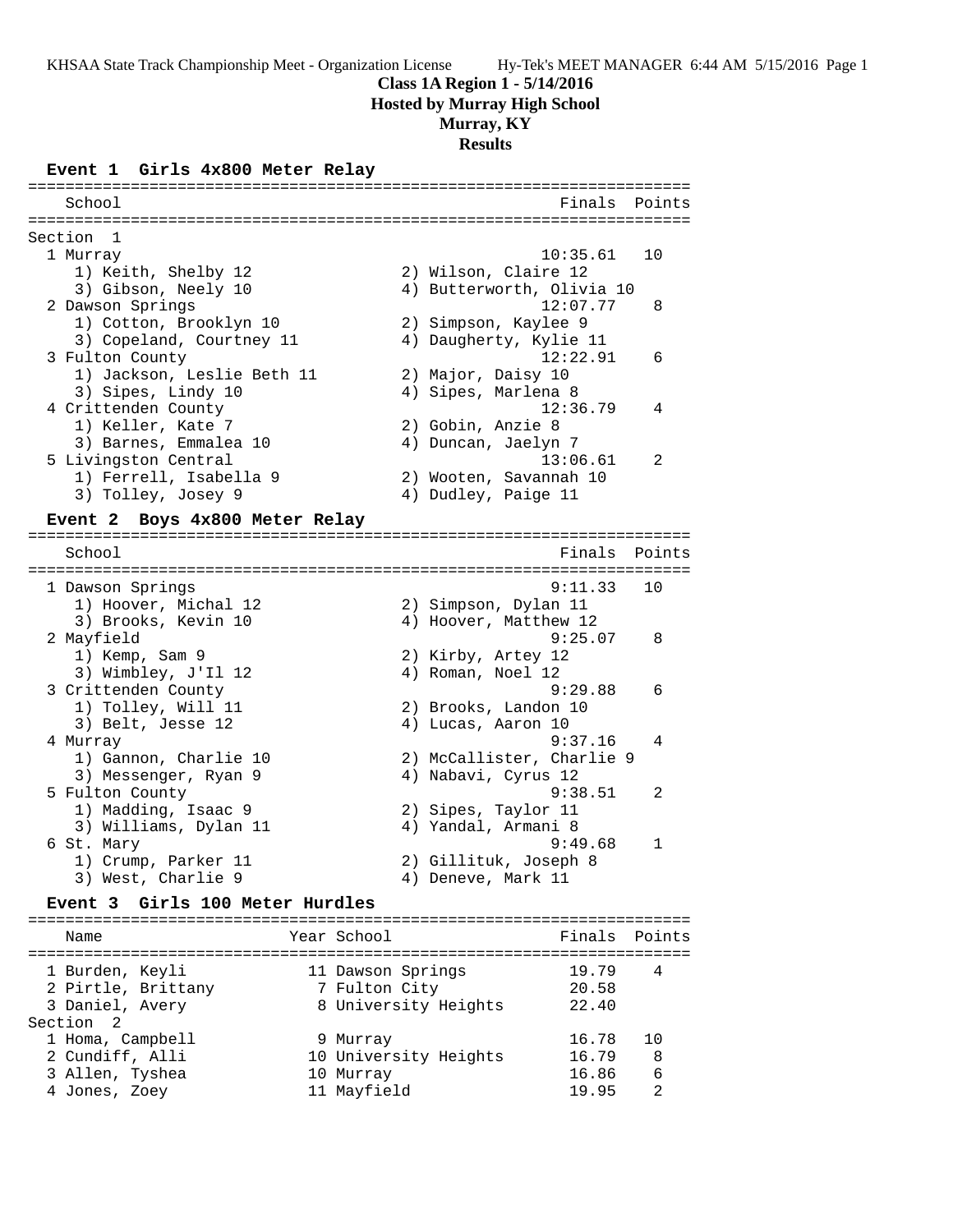KHSAA State Track Championship Meet - Organization License    Hy-Tek's MEET MANAGER 6:44 AM 5/15/2016 Page 1

# Class 1A Region 1 - 5/14/2016
## Hosted by Murray High School
## Murray, KY
## Results

### Event 1 Girls 4x800 Meter Relay

| School | Finals | Points |
|---|---|---|
| **Section 1** | | |
| 1 Murray | 10:35.61 | 10 |
| 1) Keith, Shelby 12; 2) Wilson, Claire 12; 3) Gibson, Neely 10; 4) Butterworth, Olivia 10 | | |
| 2 Dawson Springs | 12:07.77 | 8 |
| 1) Cotton, Brooklyn 10; 2) Simpson, Kaylee 9; 3) Copeland, Courtney 11; 4) Daugherty, Kylie 11 | | |
| 3 Fulton County | 12:22.91 | 6 |
| 1) Jackson, Leslie Beth 11; 2) Major, Daisy 10; 3) Sipes, Lindy 10; 4) Sipes, Marlena 8 | | |
| 4 Crittenden County | 12:36.79 | 4 |
| 1) Keller, Kate 7; 2) Gobin, Anzie 8; 3) Barnes, Emmalea 10; 4) Duncan, Jaelyn 7 | | |
| 5 Livingston Central | 13:06.61 | 2 |
| 1) Ferrell, Isabella 9; 2) Wooten, Savannah 10; 3) Tolley, Josey 9; 4) Dudley, Paige 11 | | |

### Event 2 Boys 4x800 Meter Relay

| School | Finals | Points |
|---|---|---|
| 1 Dawson Springs | 9:11.33 | 10 |
| 1) Hoover, Michal 12; 2) Simpson, Dylan 11; 3) Brooks, Kevin 10; 4) Hoover, Matthew 12 | | |
| 2 Mayfield | 9:25.07 | 8 |
| 1) Kemp, Sam 9; 2) Kirby, Artey 12; 3) Wimbley, J'Il 12; 4) Roman, Noel 12 | | |
| 3 Crittenden County | 9:29.88 | 6 |
| 1) Tolley, Will 11; 2) Brooks, Landon 10; 3) Belt, Jesse 12; 4) Lucas, Aaron 10 | | |
| 4 Murray | 9:37.16 | 4 |
| 1) Gannon, Charlie 10; 2) McCallister, Charlie 9; 3) Messenger, Ryan 9; 4) Nabavi, Cyrus 12 | | |
| 5 Fulton County | 9:38.51 | 2 |
| 1) Madding, Isaac 9; 2) Sipes, Taylor 11; 3) Williams, Dylan 11; 4) Yandal, Armani 8 | | |
| 6 St. Mary | 9:49.68 | 1 |
| 1) Crump, Parker 11; 2) Gillituk, Joseph 8; 3) West, Charlie 9; 4) Deneve, Mark 11 | | |

### Event 3 Girls 100 Meter Hurdles

| Name | Year | School | Finals | Points |
|---|---|---|---|---|
| 1 Burden, Keyli | 11 | Dawson Springs | 19.79 | 4 |
| 2 Pirtle, Brittany | 7 | Fulton City | 20.58 | |
| 3 Daniel, Avery | 8 | University Heights | 22.40 | |
| **Section 2** | | | | |
| 1 Homa, Campbell | 9 | Murray | 16.78 | 10 |
| 2 Cundiff, Alli | 10 | University Heights | 16.79 | 8 |
| 3 Allen, Tyshea | 10 | Murray | 16.86 | 6 |
| 4 Jones, Zoey | 11 | Mayfield | 19.95 | 2 |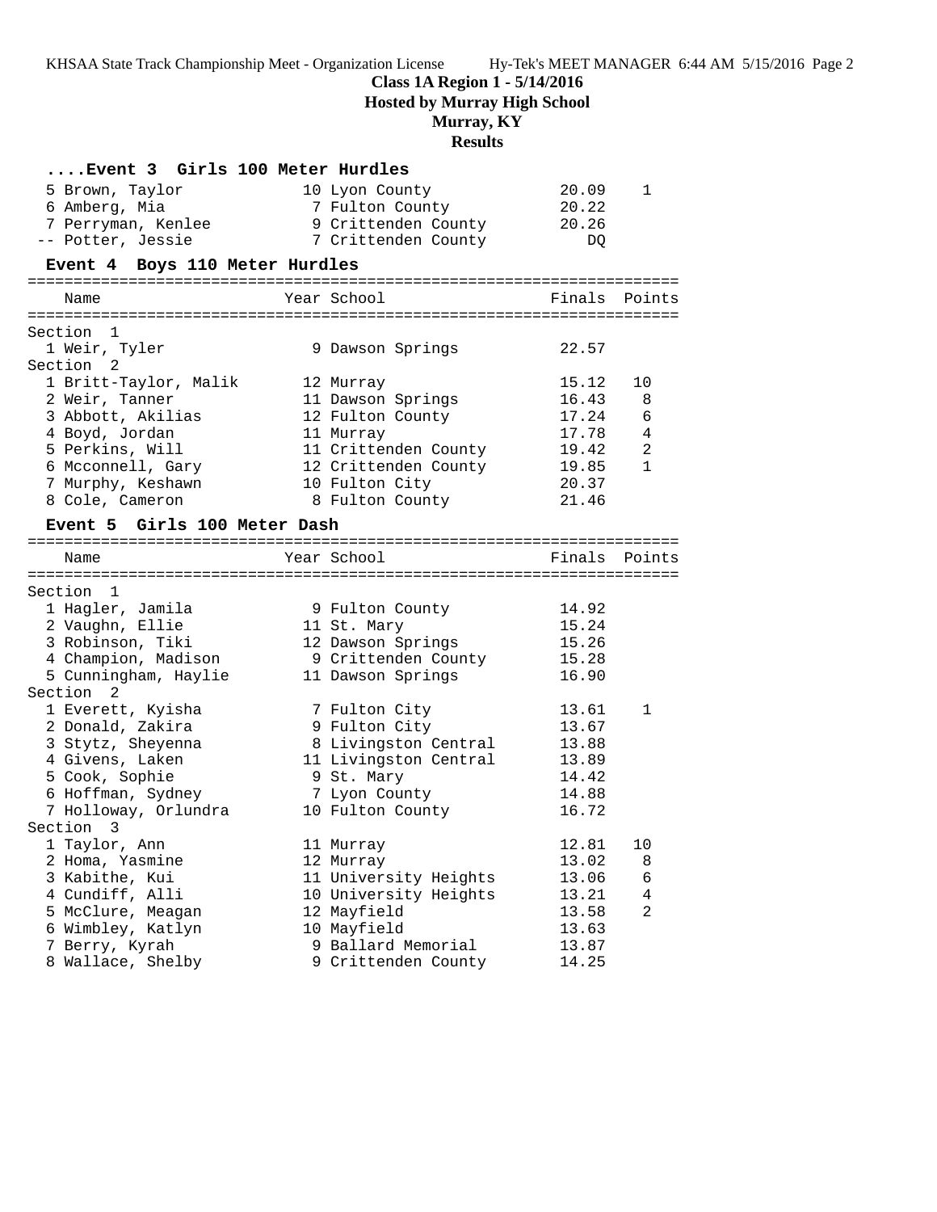## Class 1A Region 1 - 5/14/2016

### Hosted by Murray High School

### Murray, KY

### Results

#### ....Event 3 Girls 100 Meter Hurdles

| Name | Year | School | Finals | Points |
|---|---|---|---|---|
| 5 Brown, Taylor | 10 | Lyon County | 20.09 | 1 |
| 6 Amberg, Mia | 7 | Fulton County | 20.22 | |
| 7 Perryman, Kenlee | 9 | Crittenden County | 20.26 | |
| -- Potter, Jessie | 7 | Crittenden County | DQ | |

#### Event 4 Boys 110 Meter Hurdles

| Name | Year | School | Finals | Points |
|---|---|---|---|---|
| **Section 1** | | | | |
| 1 Weir, Tyler | 9 | Dawson Springs | 22.57 | |
| **Section 2** | | | | |
| 1 Britt-Taylor, Malik | 12 | Murray | 15.12 | 10 |
| 2 Weir, Tanner | 11 | Dawson Springs | 16.43 | 8 |
| 3 Abbott, Akilias | 12 | Fulton County | 17.24 | 6 |
| 4 Boyd, Jordan | 11 | Murray | 17.78 | 4 |
| 5 Perkins, Will | 11 | Crittenden County | 19.42 | 2 |
| 6 Mcconnell, Gary | 12 | Crittenden County | 19.85 | 1 |
| 7 Murphy, Keshawn | 10 | Fulton City | 20.37 | |
| 8 Cole, Cameron | 8 | Fulton County | 21.46 | |

#### Event 5 Girls 100 Meter Dash

| Name | Year | School | Finals | Points |
|---|---|---|---|---|
| **Section 1** | | | | |
| 1 Hagler, Jamila | 9 | Fulton County | 14.92 | |
| 2 Vaughn, Ellie | 11 | St. Mary | 15.24 | |
| 3 Robinson, Tiki | 12 | Dawson Springs | 15.26 | |
| 4 Champion, Madison | 9 | Crittenden County | 15.28 | |
| 5 Cunningham, Haylie | 11 | Dawson Springs | 16.90 | |
| **Section 2** | | | | |
| 1 Everett, Kyisha | 7 | Fulton City | 13.61 | 1 |
| 2 Donald, Zakira | 9 | Fulton City | 13.67 | |
| 3 Stytz, Sheyenna | 8 | Livingston Central | 13.88 | |
| 4 Givens, Laken | 11 | Livingston Central | 13.89 | |
| 5 Cook, Sophie | 9 | St. Mary | 14.42 | |
| 6 Hoffman, Sydney | 7 | Lyon County | 14.88 | |
| 7 Holloway, Orlundra | 10 | Fulton County | 16.72 | |
| **Section 3** | | | | |
| 1 Taylor, Ann | 11 | Murray | 12.81 | 10 |
| 2 Homa, Yasmine | 12 | Murray | 13.02 | 8 |
| 3 Kabithe, Kui | 11 | University Heights | 13.06 | 6 |
| 4 Cundiff, Alli | 10 | University Heights | 13.21 | 4 |
| 5 McClure, Meagan | 12 | Mayfield | 13.58 | 2 |
| 6 Wimbley, Katlyn | 10 | Mayfield | 13.63 | |
| 7 Berry, Kyrah | 9 | Ballard Memorial | 13.87 | |
| 8 Wallace, Shelby | 9 | Crittenden County | 14.25 | |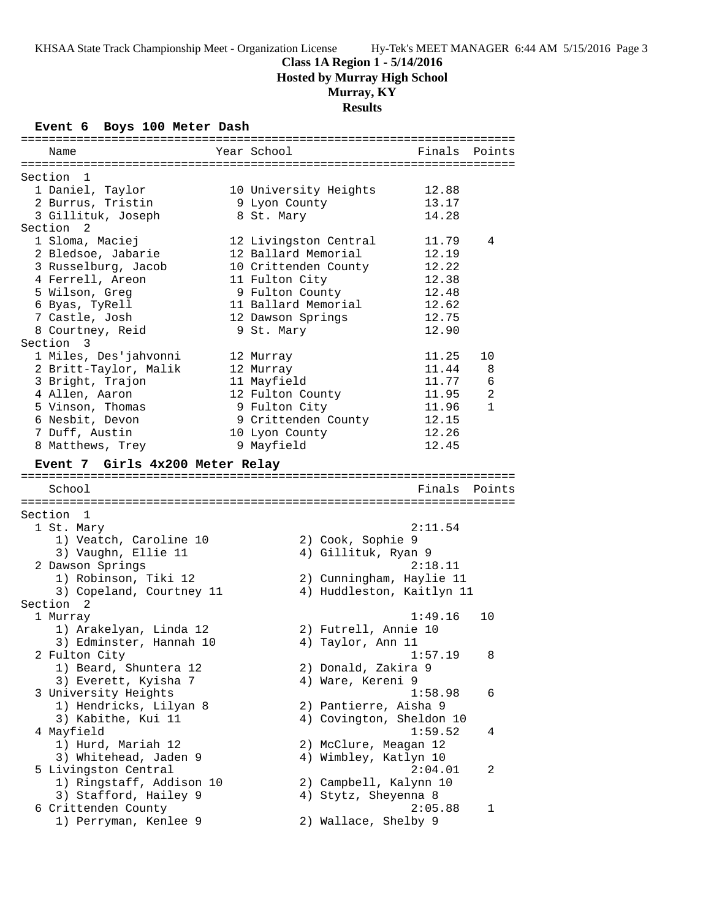# Class 1A Region 1 - 5/14/2016
## Hosted by Murray High School
## Murray, KY
## Results

### Event 6 Boys 100 Meter Dash

| Name | Year | School | Finals | Points |
|---|---|---|---|---|
| **Section 1** | | | | |
| 1 Daniel, Taylor | 10 | University Heights | 12.88 | |
| 2 Burrus, Tristin | 9 | Lyon County | 13.17 | |
| 3 Gillituk, Joseph | 8 | St. Mary | 14.28 | |
| **Section 2** | | | | |
| 1 Sloma, Maciej | 12 | Livingston Central | 11.79 | 4 |
| 2 Bledsoe, Jabarie | 12 | Ballard Memorial | 12.19 | |
| 3 Russelburg, Jacob | 10 | Crittenden County | 12.22 | |
| 4 Ferrell, Areon | 11 | Fulton City | 12.38 | |
| 5 Wilson, Greg | 9 | Fulton County | 12.48 | |
| 6 Byas, TyRell | 11 | Ballard Memorial | 12.62 | |
| 7 Castle, Josh | 12 | Dawson Springs | 12.75 | |
| 8 Courtney, Reid | 9 | St. Mary | 12.90 | |
| **Section 3** | | | | |
| 1 Miles, Des'jahvonni | 12 | Murray | 11.25 | 10 |
| 2 Britt-Taylor, Malik | 12 | Murray | 11.44 | 8 |
| 3 Bright, Trajon | 11 | Mayfield | 11.77 | 6 |
| 4 Allen, Aaron | 12 | Fulton County | 11.95 | 2 |
| 5 Vinson, Thomas | 9 | Fulton City | 11.96 | 1 |
| 6 Nesbit, Devon | 9 | Crittenden County | 12.15 | |
| 7 Duff, Austin | 10 | Lyon County | 12.26 | |
| 8 Matthews, Trey | 9 | Mayfield | 12.45 | |

### Event 7 Girls 4x200 Meter Relay

| School | Finals | Points |
|---|---|---|
| **Section 1** | | |
| 1 St. Mary | 2:11.54 | |
| 1) Veatch, Caroline 10; 2) Cook, Sophie 9; 3) Vaughn, Ellie 11; 4) Gillituk, Ryan 9 | | |
| 2 Dawson Springs | 2:18.11 | |
| 1) Robinson, Tiki 12; 2) Cunningham, Haylie 11; 3) Copeland, Courtney 11; 4) Huddleston, Kaitlyn 11 | | |
| **Section 2** | | |
| 1 Murray | 1:49.16 | 10 |
| 1) Arakelyan, Linda 12; 2) Futrell, Annie 10; 3) Edminster, Hannah 10; 4) Taylor, Ann 11 | | |
| 2 Fulton City | 1:57.19 | 8 |
| 1) Beard, Shuntera 12; 2) Donald, Zakira 9; 3) Everett, Kyisha 7; 4) Ware, Kereni 9 | | |
| 3 University Heights | 1:58.98 | 6 |
| 1) Hendricks, Lilyan 8; 2) Pantierre, Aisha 9; 3) Kabithe, Kui 11; 4) Covington, Sheldon 10 | | |
| 4 Mayfield | 1:59.52 | 4 |
| 1) Hurd, Mariah 12; 2) McClure, Meagan 12; 3) Whitehead, Jaden 9; 4) Wimbley, Katlyn 10 | | |
| 5 Livingston Central | 2:04.01 | 2 |
| 1) Ringstaff, Addison 10; 2) Campbell, Kalynn 10; 3) Stafford, Hailey 9; 4) Stytz, Sheyenna 8 | | |
| 6 Crittenden County | 2:05.88 | 1 |
| 1) Perryman, Kenlee 9; 2) Wallace, Shelby 9 | | |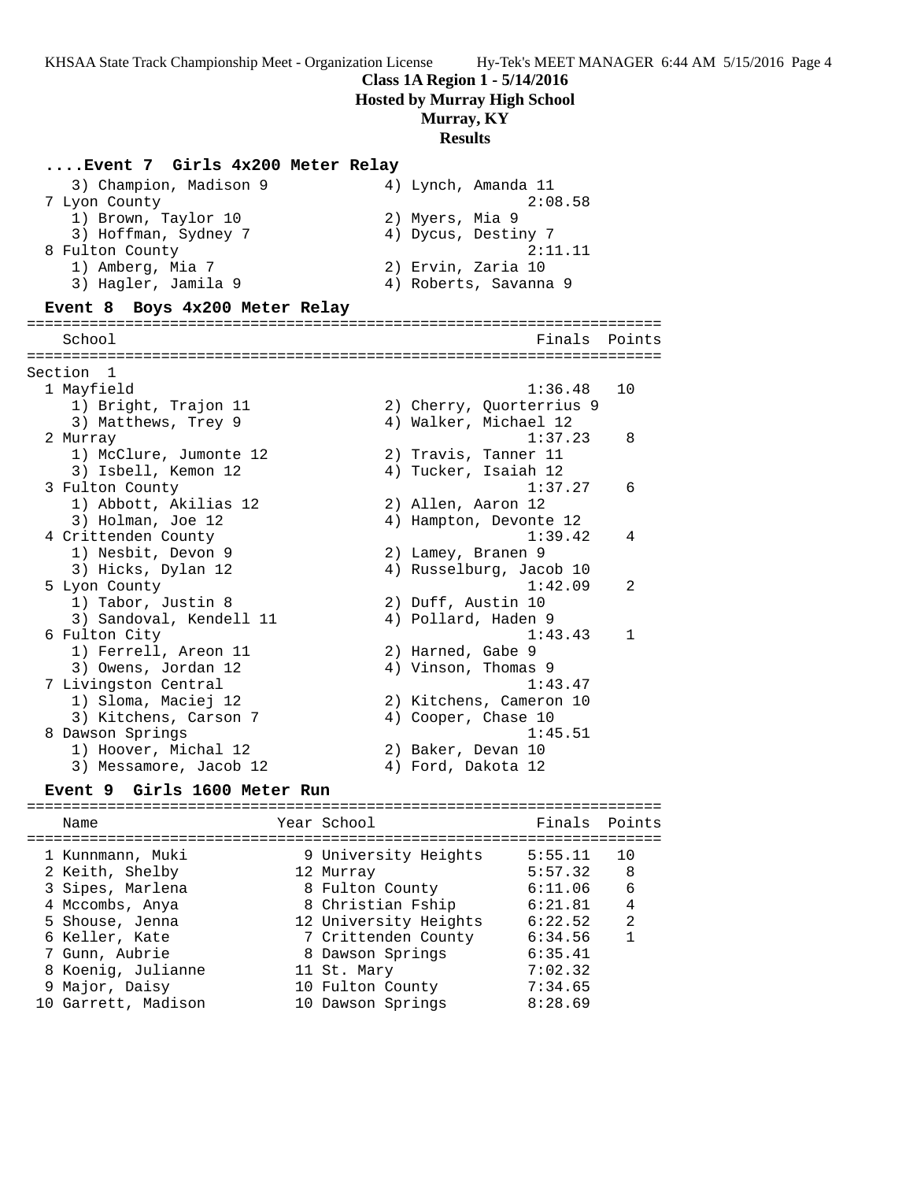**Class 1A Region 1 - 5/14/2016**
**Hosted by Murray High School**
**Murray, KY**
**Results**

### ....Event 7 Girls 4x200 Meter Relay

| School | Finals | Points |
|---|---|---|
| 3) Champion, Madison 9 — 4) Lynch, Amanda 11 | | |
| 7 Lyon County | 2:08.58 | |
| 1) Brown, Taylor 10 — 2) Myers, Mia 9 — 3) Hoffman, Sydney 7 — 4) Dycus, Destiny 7 | | |
| 8 Fulton County | 2:11.11 | |
| 1) Amberg, Mia 7 — 2) Ervin, Zaria 10 — 3) Hagler, Jamila 9 — 4) Roberts, Savanna 9 | | |

### Event 8 Boys 4x200 Meter Relay

Section 1

| School | Finals | Points |
|---|---|---|
| 1 Mayfield | 1:36.48 | 10 |
| 1) Bright, Trajon 11 — 2) Cherry, Quorterrius 9 — 3) Matthews, Trey 9 — 4) Walker, Michael 12 | | |
| 2 Murray | 1:37.23 | 8 |
| 1) McClure, Jumonte 12 — 2) Travis, Tanner 11 — 3) Isbell, Kemon 12 — 4) Tucker, Isaiah 12 | | |
| 3 Fulton County | 1:37.27 | 6 |
| 1) Abbott, Akilias 12 — 2) Allen, Aaron 12 — 3) Holman, Joe 12 — 4) Hampton, Devonte 12 | | |
| 4 Crittenden County | 1:39.42 | 4 |
| 1) Nesbit, Devon 9 — 2) Lamey, Branen 9 — 3) Hicks, Dylan 12 — 4) Russelburg, Jacob 10 | | |
| 5 Lyon County | 1:42.09 | 2 |
| 1) Tabor, Justin 8 — 2) Duff, Austin 10 — 3) Sandoval, Kendell 11 — 4) Pollard, Haden 9 | | |
| 6 Fulton City | 1:43.43 | 1 |
| 1) Ferrell, Areon 11 — 2) Harned, Gabe 9 — 3) Owens, Jordan 12 — 4) Vinson, Thomas 9 | | |
| 7 Livingston Central | 1:43.47 | |
| 1) Sloma, Maciej 12 — 2) Kitchens, Cameron 10 — 3) Kitchens, Carson 7 — 4) Cooper, Chase 10 | | |
| 8 Dawson Springs | 1:45.51 | |
| 1) Hoover, Michal 12 — 2) Baker, Devan 10 — 3) Messamore, Jacob 12 — 4) Ford, Dakota 12 | | |

### Event 9 Girls 1600 Meter Run

| | Name | Year | School | Finals | Points |
|---|---|---|---|---|---|
| 1 | Kunnmann, Muki | 9 | University Heights | 5:55.11 | 10 |
| 2 | Keith, Shelby | 12 | Murray | 5:57.32 | 8 |
| 3 | Sipes, Marlena | 8 | Fulton County | 6:11.06 | 6 |
| 4 | Mccombs, Anya | 8 | Christian Fship | 6:21.81 | 4 |
| 5 | Shouse, Jenna | 12 | University Heights | 6:22.52 | 2 |
| 6 | Keller, Kate | 7 | Crittenden County | 6:34.56 | 1 |
| 7 | Gunn, Aubrie | 8 | Dawson Springs | 6:35.41 | |
| 8 | Koenig, Julianne | 11 | St. Mary | 7:02.32 | |
| 9 | Major, Daisy | 10 | Fulton County | 7:34.65 | |
| 10 | Garrett, Madison | 10 | Dawson Springs | 8:28.69 | |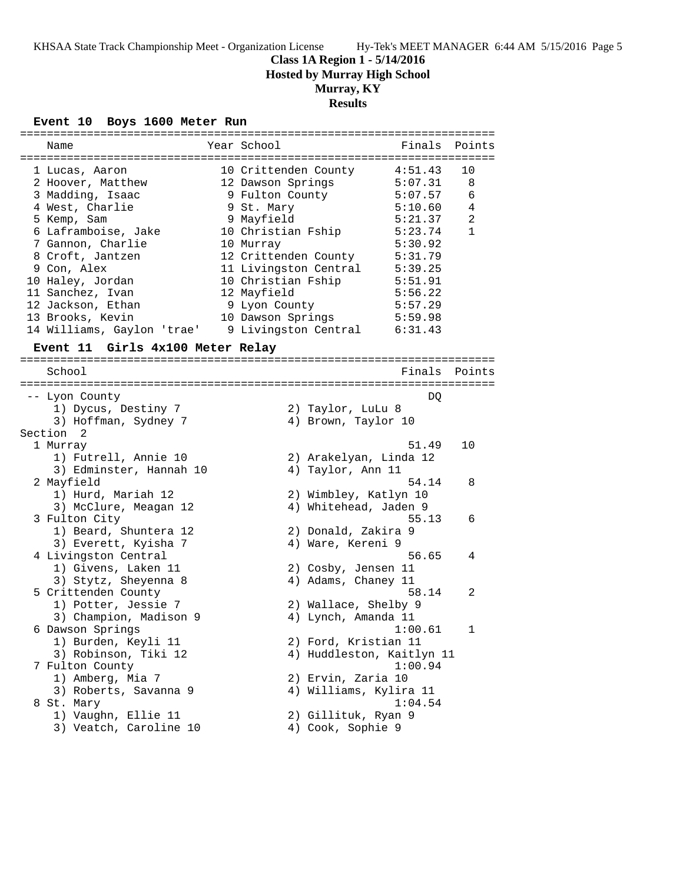# Class 1A Region 1 - 5/14/2016

**Hosted by Murray High School**

**Murray, KY**

**Results**

## Event 10 Boys 1600 Meter Run

| | Name | Year | School | Finals | Points |
|---|---|---|---|---|---|
| 1 | Lucas, Aaron | 10 | Crittenden County | 4:51.43 | 10 |
| 2 | Hoover, Matthew | 12 | Dawson Springs | 5:07.31 | 8 |
| 3 | Madding, Isaac | 9 | Fulton County | 5:07.57 | 6 |
| 4 | West, Charlie | 9 | St. Mary | 5:10.60 | 4 |
| 5 | Kemp, Sam | 9 | Mayfield | 5:21.37 | 2 |
| 6 | Laframboise, Jake | 10 | Christian Fship | 5:23.74 | 1 |
| 7 | Gannon, Charlie | 10 | Murray | 5:30.92 | |
| 8 | Croft, Jantzen | 12 | Crittenden County | 5:31.79 | |
| 9 | Con, Alex | 11 | Livingston Central | 5:39.25 | |
| 10 | Haley, Jordan | 10 | Christian Fship | 5:51.91 | |
| 11 | Sanchez, Ivan | 12 | Mayfield | 5:56.22 | |
| 12 | Jackson, Ethan | 9 | Lyon County | 5:57.29 | |
| 13 | Brooks, Kevin | 10 | Dawson Springs | 5:59.98 | |
| 14 | Williams, Gaylon 'trae' | 9 | Livingston Central | 6:31.43 | |

## Event 11 Girls 4x100 Meter Relay

| | School | | Finals | Points |
|---|---|---|---|---|
| -- | Lyon County | | DQ | |
| | 1) Dycus, Destiny 7 | 2) Taylor, LuLu 8 | | |
| | 3) Hoffman, Sydney 7 | 4) Brown, Taylor 10 | | |
| **Section 2** | | | | |
| 1 | Murray | | 51.49 | 10 |
| | 1) Futrell, Annie 10 | 2) Arakelyan, Linda 12 | | |
| | 3) Edminster, Hannah 10 | 4) Taylor, Ann 11 | | |
| 2 | Mayfield | | 54.14 | 8 |
| | 1) Hurd, Mariah 12 | 2) Wimbley, Katlyn 10 | | |
| | 3) McClure, Meagan 12 | 4) Whitehead, Jaden 9 | | |
| 3 | Fulton City | | 55.13 | 6 |
| | 1) Beard, Shuntera 12 | 2) Donald, Zakira 9 | | |
| | 3) Everett, Kyisha 7 | 4) Ware, Kereni 9 | | |
| 4 | Livingston Central | | 56.65 | 4 |
| | 1) Givens, Laken 11 | 2) Cosby, Jensen 11 | | |
| | 3) Stytz, Sheyenna 8 | 4) Adams, Chaney 11 | | |
| 5 | Crittenden County | | 58.14 | 2 |
| | 1) Potter, Jessie 7 | 2) Wallace, Shelby 9 | | |
| | 3) Champion, Madison 9 | 4) Lynch, Amanda 11 | | |
| 6 | Dawson Springs | | 1:00.61 | 1 |
| | 1) Burden, Keyli 11 | 2) Ford, Kristian 11 | | |
| | 3) Robinson, Tiki 12 | 4) Huddleston, Kaitlyn 11 | | |
| 7 | Fulton County | | 1:00.94 | |
| | 1) Amberg, Mia 7 | 2) Ervin, Zaria 10 | | |
| | 3) Roberts, Savanna 9 | 4) Williams, Kylira 11 | | |
| 8 | St. Mary | | 1:04.54 | |
| | 1) Vaughn, Ellie 11 | 2) Gillituk, Ryan 9 | | |
| | 3) Veatch, Caroline 10 | 4) Cook, Sophie 9 | | |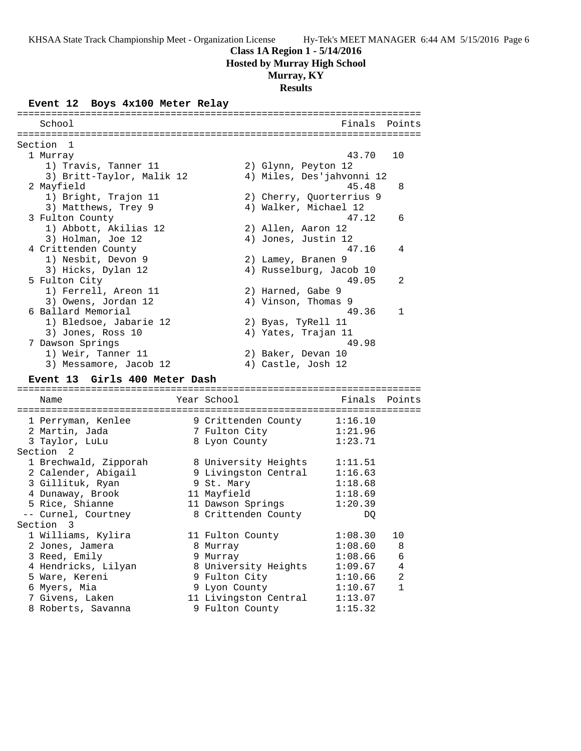**Class 1A Region 1 - 5/14/2016**
**Hosted by Murray High School**
**Murray, KY**
**Results**

### Event 12 Boys 4x100 Meter Relay

| Place | School | Finals | Points |
|---|---|---|---|
| **Section 1** | | | |
| 1 | Murray | 43.70 | 10 |
| | 1) Travis, Tanner 11; 2) Glynn, Peyton 12; 3) Britt-Taylor, Malik 12; 4) Miles, Des'jahvonni 12 | | |
| 2 | Mayfield | 45.48 | 8 |
| | 1) Bright, Trajon 11; 2) Cherry, Quorterrius 9; 3) Matthews, Trey 9; 4) Walker, Michael 12 | | |
| 3 | Fulton County | 47.12 | 6 |
| | 1) Abbott, Akilias 12; 2) Allen, Aaron 12; 3) Holman, Joe 12; 4) Jones, Justin 12 | | |
| 4 | Crittenden County | 47.16 | 4 |
| | 1) Nesbit, Devon 9; 2) Lamey, Branen 9; 3) Hicks, Dylan 12; 4) Russelburg, Jacob 10 | | |
| 5 | Fulton City | 49.05 | 2 |
| | 1) Ferrell, Areon 11; 2) Harned, Gabe 9; 3) Owens, Jordan 12; 4) Vinson, Thomas 9 | | |
| 6 | Ballard Memorial | 49.36 | 1 |
| | 1) Bledsoe, Jabarie 12; 2) Byas, TyRell 11; 3) Jones, Ross 10; 4) Yates, Trajan 11 | | |
| 7 | Dawson Springs | 49.98 | |
| | 1) Weir, Tanner 11; 2) Baker, Devan 10; 3) Messamore, Jacob 12; 4) Castle, Josh 12 | | |

### Event 13 Girls 400 Meter Dash

| Place | Name | Year | School | Finals | Points |
|---|---|---|---|---|---|
| 1 | Perryman, Kenlee | 9 | Crittenden County | 1:16.10 | |
| 2 | Martin, Jada | 7 | Fulton City | 1:21.96 | |
| 3 | Taylor, LuLu | 8 | Lyon County | 1:23.71 | |
| **Section 2** | | | | | |
| 1 | Brechwald, Zipporah | 8 | University Heights | 1:11.51 | |
| 2 | Calender, Abigail | 9 | Livingston Central | 1:16.63 | |
| 3 | Gillituk, Ryan | 9 | St. Mary | 1:18.68 | |
| 4 | Dunaway, Brook | 11 | Mayfield | 1:18.69 | |
| 5 | Rice, Shianne | 11 | Dawson Springs | 1:20.39 | |
| -- | Curnel, Courtney | 8 | Crittenden County | DQ | |
| **Section 3** | | | | | |
| 1 | Williams, Kylira | 11 | Fulton County | 1:08.30 | 10 |
| 2 | Jones, Jamera | 8 | Murray | 1:08.60 | 8 |
| 3 | Reed, Emily | 9 | Murray | 1:08.66 | 6 |
| 4 | Hendricks, Lilyan | 8 | University Heights | 1:09.67 | 4 |
| 5 | Ware, Kereni | 9 | Fulton City | 1:10.66 | 2 |
| 6 | Myers, Mia | 9 | Lyon County | 1:10.67 | 1 |
| 7 | Givens, Laken | 11 | Livingston Central | 1:13.07 | |
| 8 | Roberts, Savanna | 9 | Fulton County | 1:15.32 | |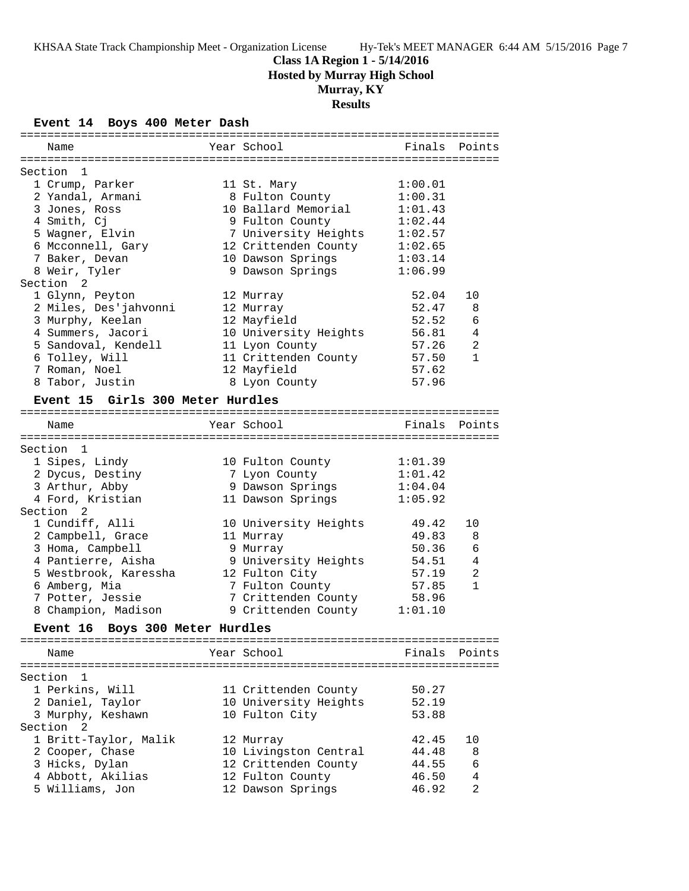**Class 1A Region 1 - 5/14/2016**
**Hosted by Murray High School**
**Murray, KY**
**Results**

### Event 14 Boys 400 Meter Dash

| Place | Name | Year | School | Finals | Points |
|---|---|---|---|---|---|
| **Section 1** | | | | | |
| 1 | Crump, Parker | 11 | St. Mary | 1:00.01 | |
| 2 | Yandal, Armani | 8 | Fulton County | 1:00.31 | |
| 3 | Jones, Ross | 10 | Ballard Memorial | 1:01.43 | |
| 4 | Smith, Cj | 9 | Fulton County | 1:02.44 | |
| 5 | Wagner, Elvin | 7 | University Heights | 1:02.57 | |
| 6 | Mcconnell, Gary | 12 | Crittenden County | 1:02.65 | |
| 7 | Baker, Devan | 10 | Dawson Springs | 1:03.14 | |
| 8 | Weir, Tyler | 9 | Dawson Springs | 1:06.99 | |
| **Section 2** | | | | | |
| 1 | Glynn, Peyton | 12 | Murray | 52.04 | 10 |
| 2 | Miles, Des'jahvonni | 12 | Murray | 52.47 | 8 |
| 3 | Murphy, Keelan | 12 | Mayfield | 52.52 | 6 |
| 4 | Summers, Jacori | 10 | University Heights | 56.81 | 4 |
| 5 | Sandoval, Kendell | 11 | Lyon County | 57.26 | 2 |
| 6 | Tolley, Will | 11 | Crittenden County | 57.50 | 1 |
| 7 | Roman, Noel | 12 | Mayfield | 57.62 | |
| 8 | Tabor, Justin | 8 | Lyon County | 57.96 | |

### Event 15 Girls 300 Meter Hurdles

| Place | Name | Year | School | Finals | Points |
|---|---|---|---|---|---|
| **Section 1** | | | | | |
| 1 | Sipes, Lindy | 10 | Fulton County | 1:01.39 | |
| 2 | Dycus, Destiny | 7 | Lyon County | 1:01.42 | |
| 3 | Arthur, Abby | 9 | Dawson Springs | 1:04.04 | |
| 4 | Ford, Kristian | 11 | Dawson Springs | 1:05.92 | |
| **Section 2** | | | | | |
| 1 | Cundiff, Alli | 10 | University Heights | 49.42 | 10 |
| 2 | Campbell, Grace | 11 | Murray | 49.83 | 8 |
| 3 | Homa, Campbell | 9 | Murray | 50.36 | 6 |
| 4 | Pantierre, Aisha | 9 | University Heights | 54.51 | 4 |
| 5 | Westbrook, Karessha | 12 | Fulton City | 57.19 | 2 |
| 6 | Amberg, Mia | 7 | Fulton County | 57.85 | 1 |
| 7 | Potter, Jessie | 7 | Crittenden County | 58.96 | |
| 8 | Champion, Madison | 9 | Crittenden County | 1:01.10 | |

### Event 16 Boys 300 Meter Hurdles

| Place | Name | Year | School | Finals | Points |
|---|---|---|---|---|---|
| **Section 1** | | | | | |
| 1 | Perkins, Will | 11 | Crittenden County | 50.27 | |
| 2 | Daniel, Taylor | 10 | University Heights | 52.19 | |
| 3 | Murphy, Keshawn | 10 | Fulton City | 53.88 | |
| **Section 2** | | | | | |
| 1 | Britt-Taylor, Malik | 12 | Murray | 42.45 | 10 |
| 2 | Cooper, Chase | 10 | Livingston Central | 44.48 | 8 |
| 3 | Hicks, Dylan | 12 | Crittenden County | 44.55 | 6 |
| 4 | Abbott, Akilias | 12 | Fulton County | 46.50 | 4 |
| 5 | Williams, Jon | 12 | Dawson Springs | 46.92 | 2 |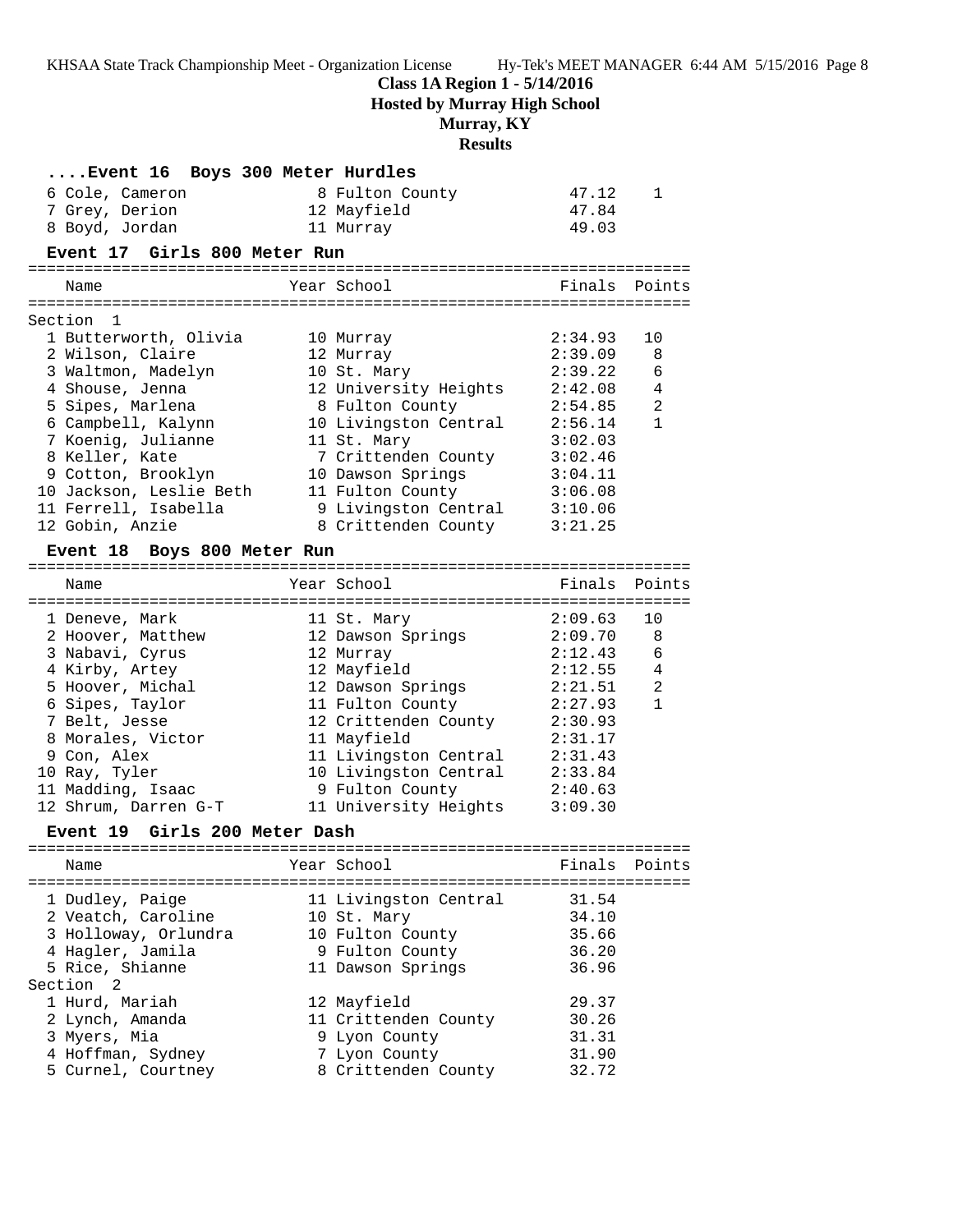# Class 1A Region 1 - 5/14/2016
## Hosted by Murray High School
## Murray, KY
## Results

### ....Event 16 Boys 300 Meter Hurdles

| Place | Name | Year | School | Finals | Points |
|---|---|---|---|---|---|
| 6 | Cole, Cameron | 8 | Fulton County | 47.12 | 1 |
| 7 | Grey, Derion | 12 | Mayfield | 47.84 | |
| 8 | Boyd, Jordan | 11 | Murray | 49.03 | |

### Event 17 Girls 800 Meter Run

| Place | Name | Year | School | Finals | Points |
|---|---|---|---|---|---|
| **Section 1** | | | | | |
| 1 | Butterworth, Olivia | 10 | Murray | 2:34.93 | 10 |
| 2 | Wilson, Claire | 12 | Murray | 2:39.09 | 8 |
| 3 | Waltmon, Madelyn | 10 | St. Mary | 2:39.22 | 6 |
| 4 | Shouse, Jenna | 12 | University Heights | 2:42.08 | 4 |
| 5 | Sipes, Marlena | 8 | Fulton County | 2:54.85 | 2 |
| 6 | Campbell, Kalynn | 10 | Livingston Central | 2:56.14 | 1 |
| 7 | Koenig, Julianne | 11 | St. Mary | 3:02.03 | |
| 8 | Keller, Kate | 7 | Crittenden County | 3:02.46 | |
| 9 | Cotton, Brooklyn | 10 | Dawson Springs | 3:04.11 | |
| 10 | Jackson, Leslie Beth | 11 | Fulton County | 3:06.08 | |
| 11 | Ferrell, Isabella | 9 | Livingston Central | 3:10.06 | |
| 12 | Gobin, Anzie | 8 | Crittenden County | 3:21.25 | |

### Event 18 Boys 800 Meter Run

| Place | Name | Year | School | Finals | Points |
|---|---|---|---|---|---|
| 1 | Deneve, Mark | 11 | St. Mary | 2:09.63 | 10 |
| 2 | Hoover, Matthew | 12 | Dawson Springs | 2:09.70 | 8 |
| 3 | Nabavi, Cyrus | 12 | Murray | 2:12.43 | 6 |
| 4 | Kirby, Artey | 12 | Mayfield | 2:12.55 | 4 |
| 5 | Hoover, Michal | 12 | Dawson Springs | 2:21.51 | 2 |
| 6 | Sipes, Taylor | 11 | Fulton County | 2:27.93 | 1 |
| 7 | Belt, Jesse | 12 | Crittenden County | 2:30.93 | |
| 8 | Morales, Victor | 11 | Mayfield | 2:31.17 | |
| 9 | Con, Alex | 11 | Livingston Central | 2:31.43 | |
| 10 | Ray, Tyler | 10 | Livingston Central | 2:33.84 | |
| 11 | Madding, Isaac | 9 | Fulton County | 2:40.63 | |
| 12 | Shrum, Darren G-T | 11 | University Heights | 3:09.30 | |

### Event 19 Girls 200 Meter Dash

| Place | Name | Year | School | Finals | Points |
|---|---|---|---|---|---|
| 1 | Dudley, Paige | 11 | Livingston Central | 31.54 | |
| 2 | Veatch, Caroline | 10 | St. Mary | 34.10 | |
| 3 | Holloway, Orlundra | 10 | Fulton County | 35.66 | |
| 4 | Hagler, Jamila | 9 | Fulton County | 36.20 | |
| 5 | Rice, Shianne | 11 | Dawson Springs | 36.96 | |
| **Section 2** | | | | | |
| 1 | Hurd, Mariah | 12 | Mayfield | 29.37 | |
| 2 | Lynch, Amanda | 11 | Crittenden County | 30.26 | |
| 3 | Myers, Mia | 9 | Lyon County | 31.31 | |
| 4 | Hoffman, Sydney | 7 | Lyon County | 31.90 | |
| 5 | Curnel, Courtney | 8 | Crittenden County | 32.72 | |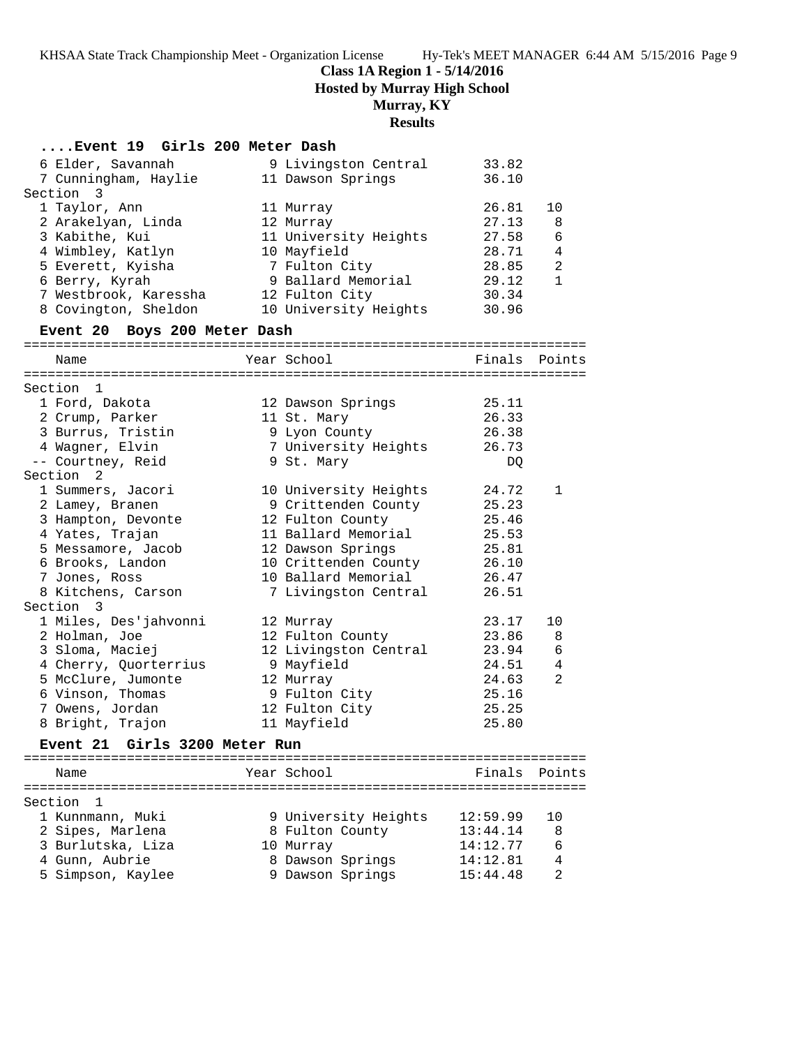## Class 1A Region 1 - 5/14/2016

**Hosted by Murray High School**

**Murray, KY**

**Results**

### ....Event 19 Girls 200 Meter Dash

| Place | Name | Year | School | Finals | Points |
|---|---|---|---|---|---|
| 6 | Elder, Savannah | 9 | Livingston Central | 33.82 | |
| 7 | Cunningham, Haylie | 11 | Dawson Springs | 36.10 | |
| **Section 3** | | | | | |
| 1 | Taylor, Ann | 11 | Murray | 26.81 | 10 |
| 2 | Arakelyan, Linda | 12 | Murray | 27.13 | 8 |
| 3 | Kabithe, Kui | 11 | University Heights | 27.58 | 6 |
| 4 | Wimbley, Katlyn | 10 | Mayfield | 28.71 | 4 |
| 5 | Everett, Kyisha | 7 | Fulton City | 28.85 | 2 |
| 6 | Berry, Kyrah | 9 | Ballard Memorial | 29.12 | 1 |
| 7 | Westbrook, Karessha | 12 | Fulton City | 30.34 | |
| 8 | Covington, Sheldon | 10 | University Heights | 30.96 | |

### Event 20 Boys 200 Meter Dash

| Place | Name | Year | School | Finals | Points |
|---|---|---|---|---|---|
| **Section 1** | | | | | |
| 1 | Ford, Dakota | 12 | Dawson Springs | 25.11 | |
| 2 | Crump, Parker | 11 | St. Mary | 26.33 | |
| 3 | Burrus, Tristin | 9 | Lyon County | 26.38 | |
| 4 | Wagner, Elvin | 7 | University Heights | 26.73 | |
| -- | Courtney, Reid | 9 | St. Mary | DQ | |
| **Section 2** | | | | | |
| 1 | Summers, Jacori | 10 | University Heights | 24.72 | 1 |
| 2 | Lamey, Branen | 9 | Crittenden County | 25.23 | |
| 3 | Hampton, Devonte | 12 | Fulton County | 25.46 | |
| 4 | Yates, Trajan | 11 | Ballard Memorial | 25.53 | |
| 5 | Messamore, Jacob | 12 | Dawson Springs | 25.81 | |
| 6 | Brooks, Landon | 10 | Crittenden County | 26.10 | |
| 7 | Jones, Ross | 10 | Ballard Memorial | 26.47 | |
| 8 | Kitchens, Carson | 7 | Livingston Central | 26.51 | |
| **Section 3** | | | | | |
| 1 | Miles, Des'jahvonni | 12 | Murray | 23.17 | 10 |
| 2 | Holman, Joe | 12 | Fulton County | 23.86 | 8 |
| 3 | Sloma, Maciej | 12 | Livingston Central | 23.94 | 6 |
| 4 | Cherry, Quorterrius | 9 | Mayfield | 24.51 | 4 |
| 5 | McClure, Jumonte | 12 | Murray | 24.63 | 2 |
| 6 | Vinson, Thomas | 9 | Fulton City | 25.16 | |
| 7 | Owens, Jordan | 12 | Fulton City | 25.25 | |
| 8 | Bright, Trajon | 11 | Mayfield | 25.80 | |

### Event 21 Girls 3200 Meter Run

| Place | Name | Year | School | Finals | Points |
|---|---|---|---|---|---|
| **Section 1** | | | | | |
| 1 | Kunnmann, Muki | 9 | University Heights | 12:59.99 | 10 |
| 2 | Sipes, Marlena | 8 | Fulton County | 13:44.14 | 8 |
| 3 | Burlutska, Liza | 10 | Murray | 14:12.77 | 6 |
| 4 | Gunn, Aubrie | 8 | Dawson Springs | 14:12.81 | 4 |
| 5 | Simpson, Kaylee | 9 | Dawson Springs | 15:44.48 | 2 |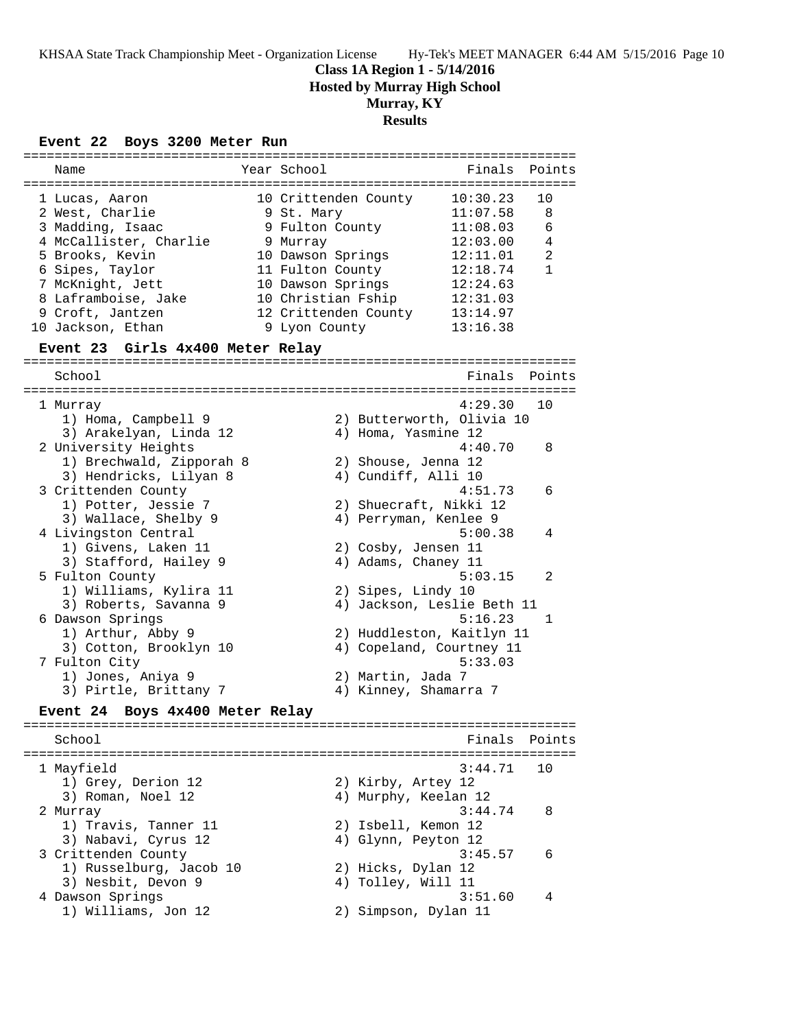# Class 1A Region 1 - 5/14/2016
## Hosted by Murray High School
## Murray, KY
## Results

### Event 22 Boys 3200 Meter Run

| Place | Name | Year | School | Finals | Points |
|---|---|---|---|---|---|
| 1 | Lucas, Aaron | 10 | Crittenden County | 10:30.23 | 10 |
| 2 | West, Charlie | 9 | St. Mary | 11:07.58 | 8 |
| 3 | Madding, Isaac | 9 | Fulton County | 11:08.03 | 6 |
| 4 | McCallister, Charlie | 9 | Murray | 12:03.00 | 4 |
| 5 | Brooks, Kevin | 10 | Dawson Springs | 12:11.01 | 2 |
| 6 | Sipes, Taylor | 11 | Fulton County | 12:18.74 | 1 |
| 7 | McKnight, Jett | 10 | Dawson Springs | 12:24.63 | |
| 8 | Laframboise, Jake | 10 | Christian Fship | 12:31.03 | |
| 9 | Croft, Jantzen | 12 | Crittenden County | 13:14.97 | |
| 10 | Jackson, Ethan | 9 | Lyon County | 13:16.38 | |

### Event 23 Girls 4x400 Meter Relay

| Place | School | Finals | Points |
|---|---|---|---|
| 1 | Murray | 4:29.30 | 10 |
| | 1) Homa, Campbell 9; 2) Butterworth, Olivia 10; 3) Arakelyan, Linda 12; 4) Homa, Yasmine 12 | | |
| 2 | University Heights | 4:40.70 | 8 |
| | 1) Brechwald, Zipporah 8; 2) Shouse, Jenna 12; 3) Hendricks, Lilyan 8; 4) Cundiff, Alli 10 | | |
| 3 | Crittenden County | 4:51.73 | 6 |
| | 1) Potter, Jessie 7; 2) Shuecraft, Nikki 12; 3) Wallace, Shelby 9; 4) Perryman, Kenlee 9 | | |
| 4 | Livingston Central | 5:00.38 | 4 |
| | 1) Givens, Laken 11; 2) Cosby, Jensen 11; 3) Stafford, Hailey 9; 4) Adams, Chaney 11 | | |
| 5 | Fulton County | 5:03.15 | 2 |
| | 1) Williams, Kylira 11; 2) Sipes, Lindy 10; 3) Roberts, Savanna 9; 4) Jackson, Leslie Beth 11 | | |
| 6 | Dawson Springs | 5:16.23 | 1 |
| | 1) Arthur, Abby 9; 2) Huddleston, Kaitlyn 11; 3) Cotton, Brooklyn 10; 4) Copeland, Courtney 11 | | |
| 7 | Fulton City | 5:33.03 | |
| | 1) Jones, Aniya 9; 2) Martin, Jada 7; 3) Pirtle, Brittany 7; 4) Kinney, Shamarra 7 | | |

### Event 24 Boys 4x400 Meter Relay

| Place | School | Finals | Points |
|---|---|---|---|
| 1 | Mayfield | 3:44.71 | 10 |
| | 1) Grey, Derion 12; 2) Kirby, Artey 12; 3) Roman, Noel 12; 4) Murphy, Keelan 12 | | |
| 2 | Murray | 3:44.74 | 8 |
| | 1) Travis, Tanner 11; 2) Isbell, Kemon 12; 3) Nabavi, Cyrus 12; 4) Glynn, Peyton 12 | | |
| 3 | Crittenden County | 3:45.57 | 6 |
| | 1) Russelburg, Jacob 10; 2) Hicks, Dylan 12; 3) Nesbit, Devon 9; 4) Tolley, Will 11 | | |
| 4 | Dawson Springs | 3:51.60 | 4 |
| | 1) Williams, Jon 12; 2) Simpson, Dylan 11 | | |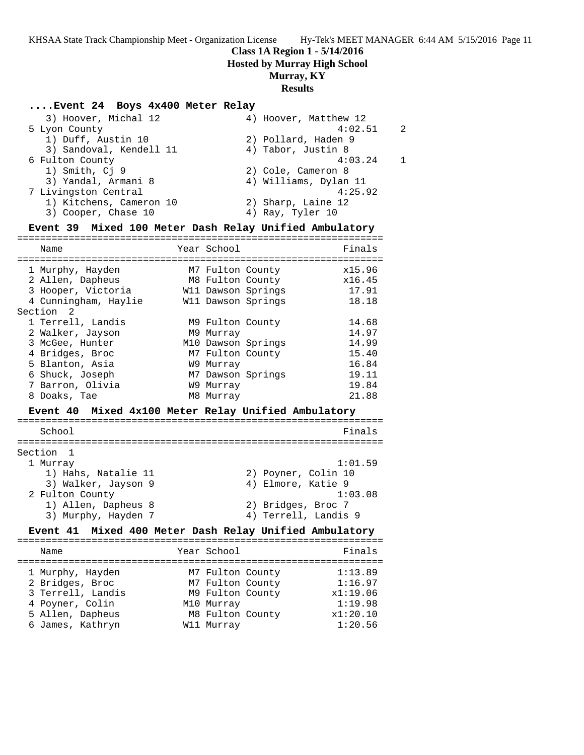**Class 1A Region 1 - 5/14/2016**
**Hosted by Murray High School**
**Murray, KY**
**Results**

### ....Event 24 Boys 4x400 Meter Relay

```
    3) Hoover, Michal 12                4) Hoover, Matthew 12
  5 Lyon County                                     4:02.51    2
    1) Duff, Austin 10                  2) Pollard, Haden 9
    3) Sandoval, Kendell 11             4) Tabor, Justin 8
  6 Fulton County                                   4:03.24    1
    1) Smith, Cj 9                      2) Cole, Cameron 8
    3) Yandal, Armani 8                 4) Williams, Dylan 11
  7 Livingston Central                              4:25.92
    1) Kitchens, Cameron 10             2) Sharp, Laine 12
    3) Cooper, Chase 10                 4) Ray, Tyler 10
```

### Event 39 Mixed 100 Meter Dash Relay Unified Ambulatory

| Name | Year | School | Finals |
|---|---|---|---|
| 1 Murphy, Hayden | M7 | Fulton County | x15.96 |
| 2 Allen, Dapheus | M8 | Fulton County | x16.45 |
| 3 Hooper, Victoria | W11 | Dawson Springs | 17.91 |
| 4 Cunningham, Haylie | W11 | Dawson Springs | 18.18 |
| **Section 2** | | | |
| 1 Terrell, Landis | M9 | Fulton County | 14.68 |
| 2 Walker, Jayson | M9 | Murray | 14.97 |
| 3 McGee, Hunter | M10 | Dawson Springs | 14.99 |
| 4 Bridges, Broc | M7 | Fulton County | 15.40 |
| 5 Blanton, Asia | W9 | Murray | 16.84 |
| 6 Shuck, Joseph | M7 | Dawson Springs | 19.11 |
| 7 Barron, Olivia | W9 | Murray | 19.84 |
| 8 Doaks, Tae | M8 | Murray | 21.88 |

### Event 40 Mixed 4x100 Meter Relay Unified Ambulatory

```
    School                                            Finals
================================================================
Section  1
  1 Murray                                           1:01.59
    1) Hahs, Natalie 11                 2) Poyner, Colin 10
    3) Walker, Jayson 9                 4) Elmore, Katie 9
  2 Fulton County                                    1:03.08
    1) Allen, Dapheus 8                 2) Bridges, Broc 7
    3) Murphy, Hayden 7                 4) Terrell, Landis 9
```

### Event 41 Mixed 400 Meter Dash Relay Unified Ambulatory

| Name | Year | School | Finals |
|---|---|---|---|
| 1 Murphy, Hayden | M7 | Fulton County | 1:13.89 |
| 2 Bridges, Broc | M7 | Fulton County | 1:16.97 |
| 3 Terrell, Landis | M9 | Fulton County | x1:19.06 |
| 4 Poyner, Colin | M10 | Murray | 1:19.98 |
| 5 Allen, Dapheus | M8 | Fulton County | x1:20.10 |
| 6 James, Kathryn | W11 | Murray | 1:20.56 |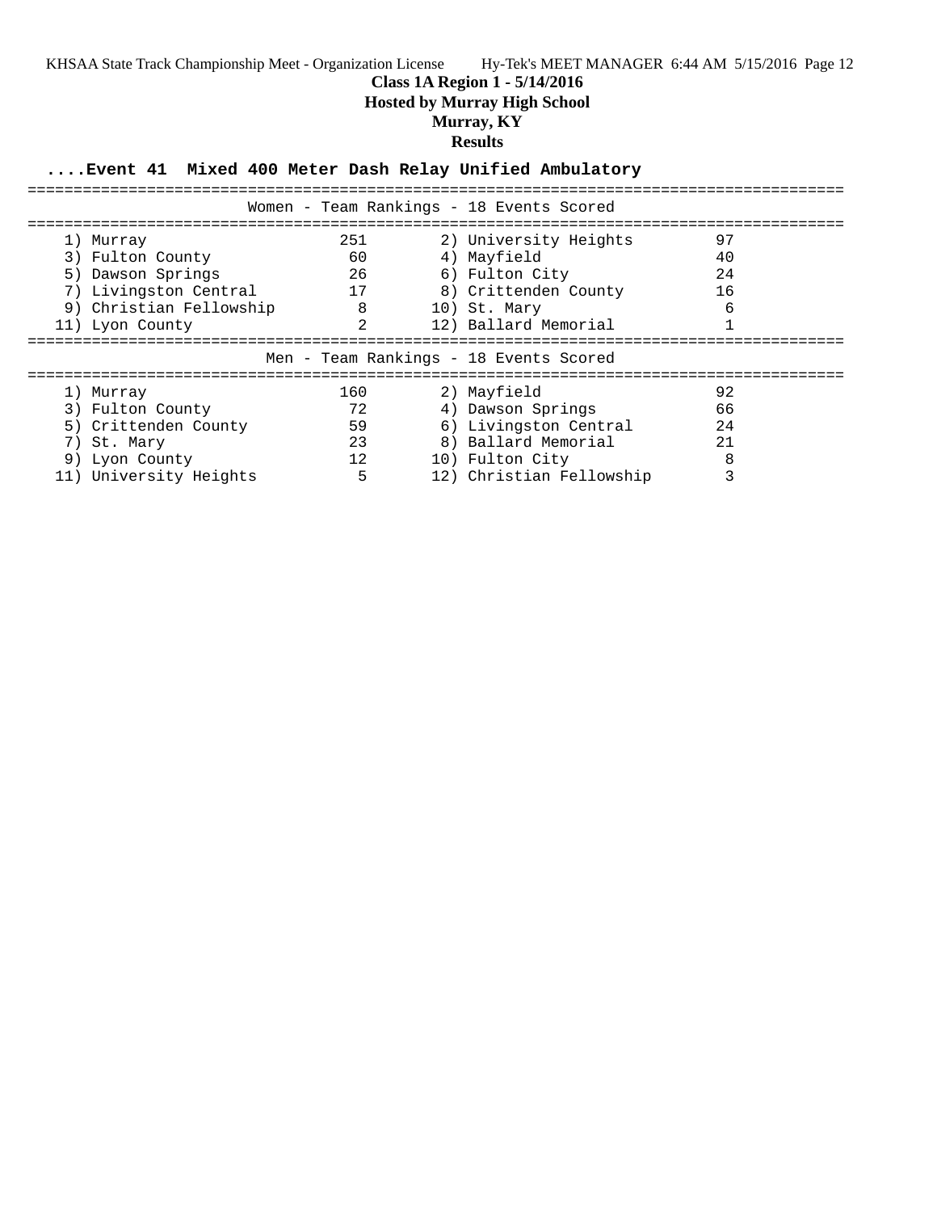**Class 1A Region 1 - 5/14/2016**
**Hosted by Murray High School**
**Murray, KY**
**Results**

### ....Event 41 Mixed 400 Meter Dash Relay Unified Ambulatory

**Women - Team Rankings - 18 Events Scored**

| | | | | | |
|---|---|---|---|---|---|
| 1) | Murray | 251 | 2) | University Heights | 97 |
| 3) | Fulton County | 60 | 4) | Mayfield | 40 |
| 5) | Dawson Springs | 26 | 6) | Fulton City | 24 |
| 7) | Livingston Central | 17 | 8) | Crittenden County | 16 |
| 9) | Christian Fellowship | 8 | 10) | St. Mary | 6 |
| 11) | Lyon County | 2 | 12) | Ballard Memorial | 1 |

**Men - Team Rankings - 18 Events Scored**

| | | | | | |
|---|---|---|---|---|---|
| 1) | Murray | 160 | 2) | Mayfield | 92 |
| 3) | Fulton County | 72 | 4) | Dawson Springs | 66 |
| 5) | Crittenden County | 59 | 6) | Livingston Central | 24 |
| 7) | St. Mary | 23 | 8) | Ballard Memorial | 21 |
| 9) | Lyon County | 12 | 10) | Fulton City | 8 |
| 11) | University Heights | 5 | 12) | Christian Fellowship | 3 |